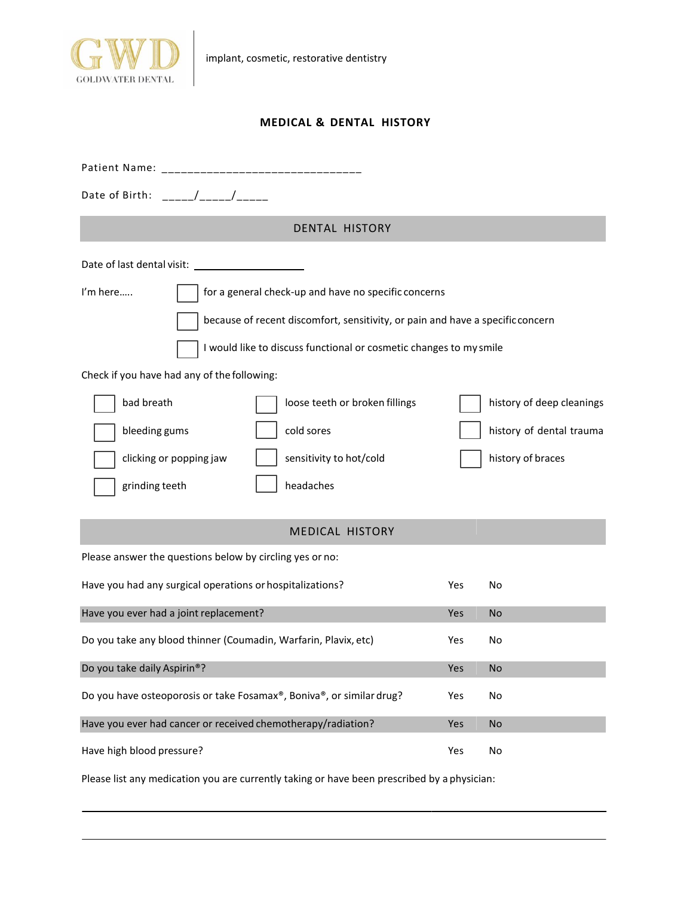GWD
GOLDWATER DENTAL

implant, cosmetic, restorative dentistry

# MEDICAL & DENTAL HISTORY

Patient Name: _______________________________

Date of Birth: _____/_____/_____

## DENTAL HISTORY

Date of last dental visit: ____________________

I'm here…..

- ☐ for a general check-up and have no specific concerns
- ☐ because of recent discomfort, sensitivity, or pain and have a specific concern
- ☐ I would like to discuss functional or cosmetic changes to my smile

Check if you have had any of the following:

| | | |
|---|---|---|
| ☐ bad breath | ☐ loose teeth or broken fillings | ☐ history of deep cleanings |
| ☐ bleeding gums | ☐ cold sores | ☐ history of dental trauma |
| ☐ clicking or popping jaw | ☐ sensitivity to hot/cold | ☐ history of braces |
| ☐ grinding teeth | ☐ headaches | |

## MEDICAL HISTORY

Please answer the questions below by circling yes or no:

| | | |
|---|---|---|
| Have you had any surgical operations or hospitalizations? | Yes | No |
| Have you ever had a joint replacement? | Yes | No |
| Do you take any blood thinner (Coumadin, Warfarin, Plavix, etc) | Yes | No |
| Do you take daily Aspirin®? | Yes | No |
| Do you have osteoporosis or take Fosamax®, Boniva®, or similar drug? | Yes | No |
| Have you ever had cancer or received chemotherapy/radiation? | Yes | No |
| Have high blood pressure? | Yes | No |

Please list any medication you are currently taking or have been prescribed by a physician:

______________________________________________________________________

______________________________________________________________________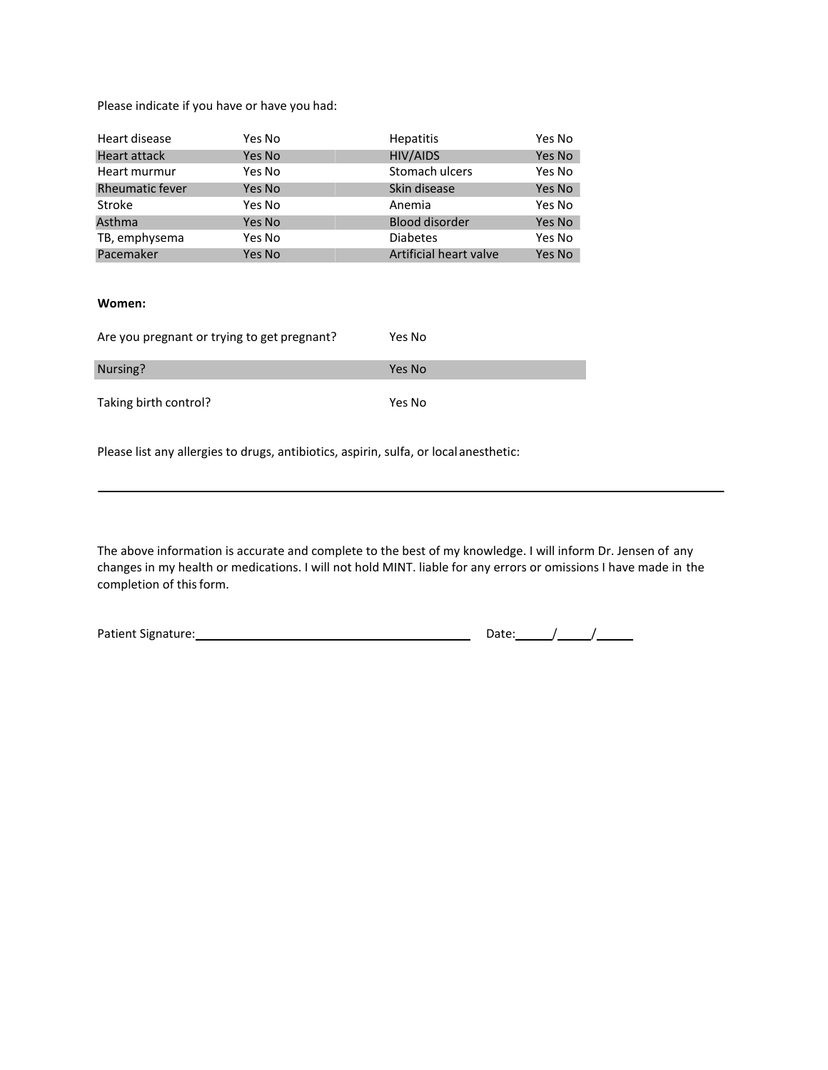Please indicate if you have or have you had:

| | | | |
|---|---|---|---|
| Heart disease | Yes No | Hepatitis | Yes No |
| Heart attack | Yes No | HIV/AIDS | Yes No |
| Heart murmur | Yes No | Stomach ulcers | Yes No |
| Rheumatic fever | Yes No | Skin disease | Yes No |
| Stroke | Yes No | Anemia | Yes No |
| Asthma | Yes No | Blood disorder | Yes No |
| TB, emphysema | Yes No | Diabetes | Yes No |
| Pacemaker | Yes No | Artificial heart valve | Yes No |

**Women:**

| | |
|---|---|
| Are you pregnant or trying to get pregnant? | Yes No |
| Nursing? | Yes No |
| Taking birth control? | Yes No |

Please list any allergies to drugs, antibiotics, aspirin, sulfa, or local anesthetic:

________________________________________________________________________________

The above information is accurate and complete to the best of my knowledge. I will inform Dr. Jensen of any changes in my health or medications. I will not hold MINT. liable for any errors or omissions I have made in the completion of this form.

Patient Signature:________________________________________ Date:_____/_____/_____